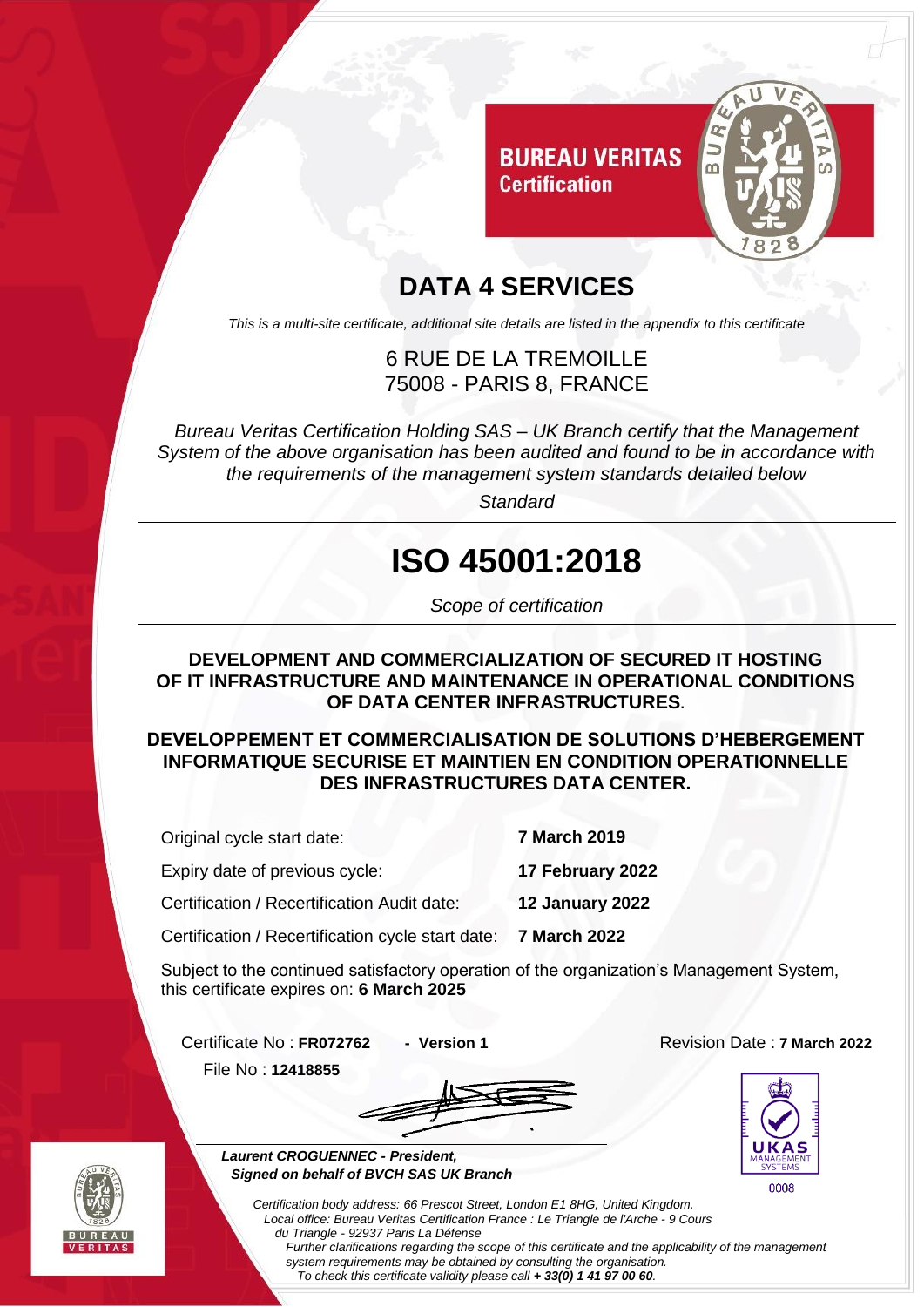**BUREAU VERITAS**
**Certification**

# DATA 4 SERVICES

*This is a multi-site certificate, additional site details are listed in the appendix to this certificate*

6 RUE DE LA TREMOILLE
75008 - PARIS 8, FRANCE

*Bureau Veritas Certification Holding SAS – UK Branch certify that the Management System of the above organisation has been audited and found to be in accordance with the requirements of the management system standards detailed below*

*Standard*

# ISO 45001:2018

*Scope of certification*

**DEVELOPMENT AND COMMERCIALIZATION OF SECURED IT HOSTING OF IT INFRASTRUCTURE AND MAINTENANCE IN OPERATIONAL CONDITIONS OF DATA CENTER INFRASTRUCTURES**.

**DEVELOPPEMENT ET COMMERCIALISATION DE SOLUTIONS D'HEBERGEMENT INFORMATIQUE SECURISE ET MAINTIEN EN CONDITION OPERATIONNELLE DES INFRASTRUCTURES DATA CENTER.**

| | |
|---|---|
| Original cycle start date: | **7 March 2019** |
| Expiry date of previous cycle: | **17 February 2022** |
| Certification / Recertification Audit date: | **12 January 2022** |
| Certification / Recertification cycle start date: | **7 March 2022** |

Subject to the continued satisfactory operation of the organization's Management System, this certificate expires on: **6 March 2025**

Certificate No : **FR072762** - **Version 1**

Revision Date : **7 March 2022**

File No : **12418855**

***Laurent CROGUENNEC - President,***
***Signed on behalf of BVCH SAS UK Branch***

UKAS MANAGEMENT SYSTEMS
0008

*Certification body address: 66 Prescot Street, London E1 8HG, United Kingdom.*
*Local office: Bureau Veritas Certification France : Le Triangle de l'Arche - 9 Cours du Triangle - 92937 Paris La Défense*
*Further clarifications regarding the scope of this certificate and the applicability of the management system requirements may be obtained by consulting the organisation.*
*To check this certificate validity please call* ***+ 33(0) 1 41 97 00 60***.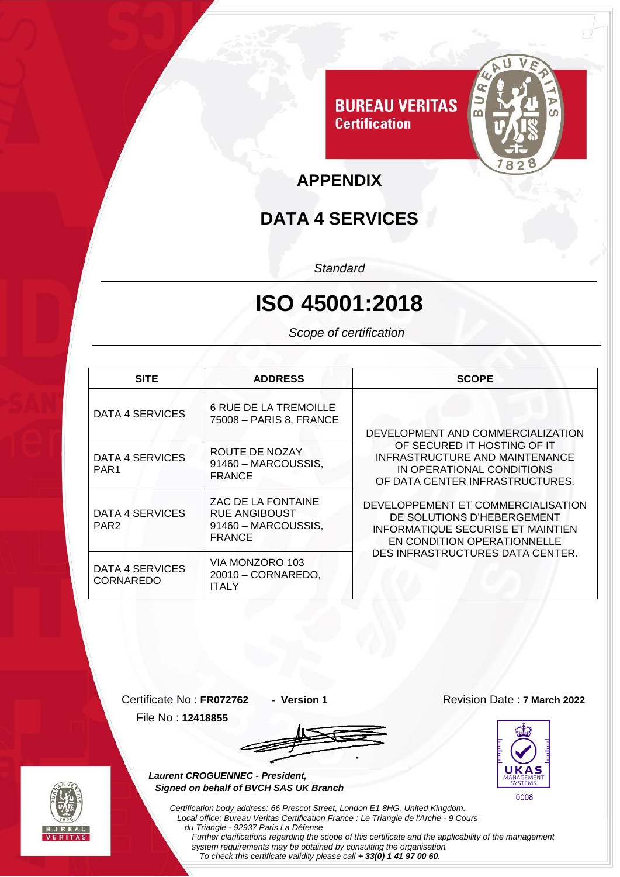BUREAU VERITAS
Certification

# APPENDIX

## DATA 4 SERVICES

*Standard*

# ISO 45001:2018

*Scope of certification*

| SITE | ADDRESS | SCOPE |
|---|---|---|
| DATA 4 SERVICES | 6 RUE DE LA TREMOILLE 75008 – PARIS 8, FRANCE | DEVELOPMENT AND COMMERCIALIZATION OF SECURED IT HOSTING OF IT INFRASTRUCTURE AND MAINTENANCE IN OPERATIONAL CONDITIONS OF DATA CENTER INFRASTRUCTURES. DEVELOPPEMENT ET COMMERCIALISATION DE SOLUTIONS D'HEBERGEMENT INFORMATIQUE SECURISE ET MAINTIEN EN CONDITION OPERATIONNELLE DES INFRASTRUCTURES DATA CENTER. |
| DATA 4 SERVICES PAR1 | ROUTE DE NOZAY 91460 – MARCOUSSIS, FRANCE | |
| DATA 4 SERVICES PAR2 | ZAC DE LA FONTAINE RUE ANGIBOUST 91460 – MARCOUSSIS, FRANCE | |
| DATA 4 SERVICES CORNAREDO | VIA MONZORO 103 20010 – CORNAREDO, ITALY | |

Certificate No : **FR072762** **- Version 1**

Revision Date : **7 March 2022**

File No : **12418855**

***Laurent CROGUENNEC - President,***
***Signed on behalf of BVCH SAS UK Branch***

UKAS MANAGEMENT SYSTEMS 0008

*Certification body address: 66 Prescot Street, London E1 8HG, United Kingdom.*
*Local office: Bureau Veritas Certification France : Le Triangle de l'Arche - 9 Cours du Triangle - 92937 Paris La Défense*
*Further clarifications regarding the scope of this certificate and the applicability of the management system requirements may be obtained by consulting the organisation.*
*To check this certificate validity please call **+ 33(0) 1 41 97 00 60**.*